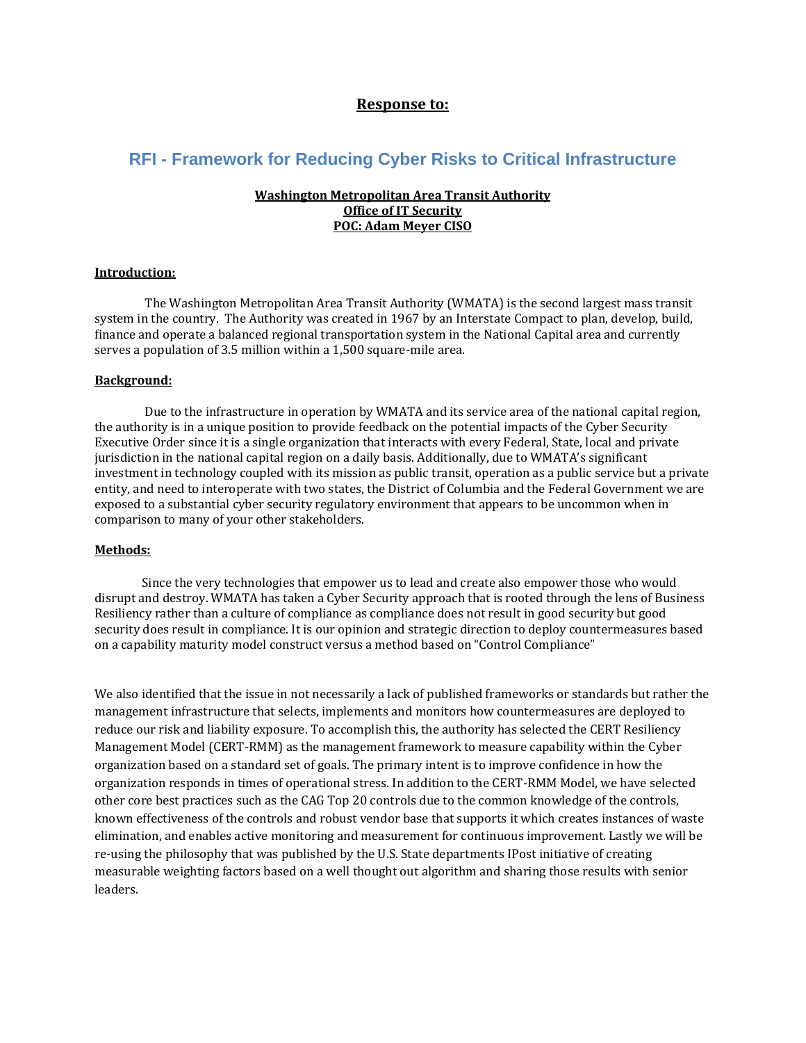**Response to:**

# RFI - Framework for Reducing Cyber Risks to Critical Infrastructure

**Washington Metropolitan Area Transit Authority**
**Office of IT Security**
**POC: Adam Meyer CISO**

## Introduction:

The Washington Metropolitan Area Transit Authority (WMATA) is the second largest mass transit system in the country. The Authority was created in 1967 by an Interstate Compact to plan, develop, build, finance and operate a balanced regional transportation system in the National Capital area and currently serves a population of 3.5 million within a 1,500 square-mile area.

## Background:

Due to the infrastructure in operation by WMATA and its service area of the national capital region, the authority is in a unique position to provide feedback on the potential impacts of the Cyber Security Executive Order since it is a single organization that interacts with every Federal, State, local and private jurisdiction in the national capital region on a daily basis. Additionally, due to WMATA's significant investment in technology coupled with its mission as public transit, operation as a public service but a private entity, and need to interoperate with two states, the District of Columbia and the Federal Government we are exposed to a substantial cyber security regulatory environment that appears to be uncommon when in comparison to many of your other stakeholders.

## Methods:

Since the very technologies that empower us to lead and create also empower those who would disrupt and destroy. WMATA has taken a Cyber Security approach that is rooted through the lens of Business Resiliency rather than a culture of compliance as compliance does not result in good security but good security does result in compliance. It is our opinion and strategic direction to deploy countermeasures based on a capability maturity model construct versus a method based on "Control Compliance"

We also identified that the issue in not necessarily a lack of published frameworks or standards but rather the management infrastructure that selects, implements and monitors how countermeasures are deployed to reduce our risk and liability exposure. To accomplish this, the authority has selected the CERT Resiliency Management Model (CERT-RMM) as the management framework to measure capability within the Cyber organization based on a standard set of goals. The primary intent is to improve confidence in how the organization responds in times of operational stress. In addition to the CERT-RMM Model, we have selected other core best practices such as the CAG Top 20 controls due to the common knowledge of the controls, known effectiveness of the controls and robust vendor base that supports it which creates instances of waste elimination, and enables active monitoring and measurement for continuous improvement. Lastly we will be re-using the philosophy that was published by the U.S. State departments IPost initiative of creating measurable weighting factors based on a well thought out algorithm and sharing those results with senior leaders.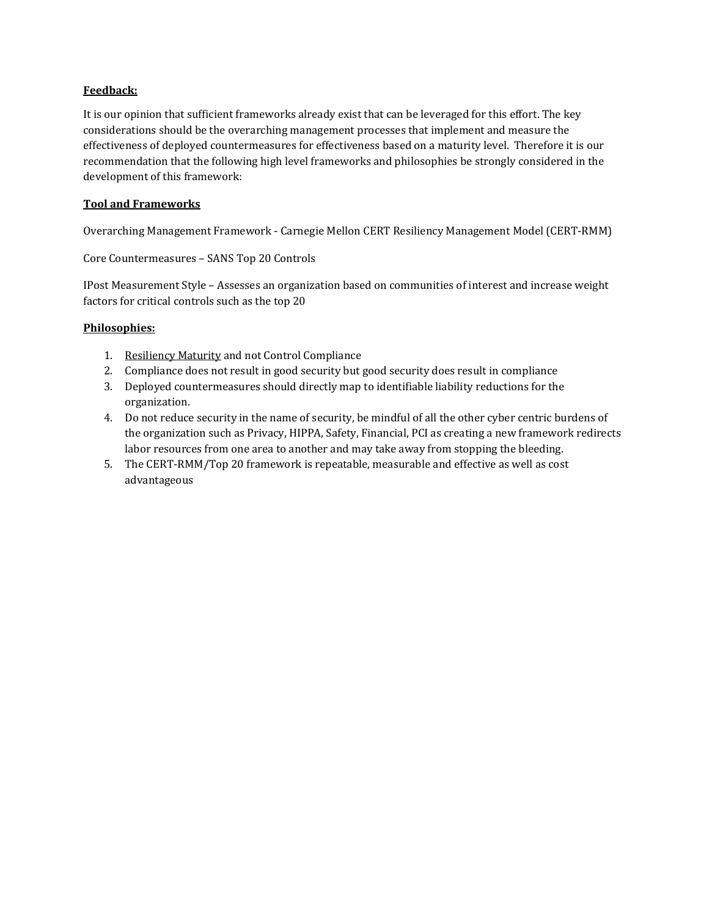**Feedback:**

It is our opinion that sufficient frameworks already exist that can be leveraged for this effort. The key considerations should be the overarching management processes that implement and measure the effectiveness of deployed countermeasures for effectiveness based on a maturity level. Therefore it is our recommendation that the following high level frameworks and philosophies be strongly considered in the development of this framework:

**Tool and Frameworks**

Overarching Management Framework - Carnegie Mellon CERT Resiliency Management Model (CERT-RMM)

Core Countermeasures – SANS Top 20 Controls

IPost Measurement Style – Assesses an organization based on communities of interest and increase weight factors for critical controls such as the top 20

**Philosophies:**

1. Resiliency Maturity and not Control Compliance
2. Compliance does not result in good security but good security does result in compliance
3. Deployed countermeasures should directly map to identifiable liability reductions for the organization.
4. Do not reduce security in the name of security, be mindful of all the other cyber centric burdens of the organization such as Privacy, HIPPA, Safety, Financial, PCI as creating a new framework redirects labor resources from one area to another and may take away from stopping the bleeding.
5. The CERT-RMM/Top 20 framework is repeatable, measurable and effective as well as cost advantageous